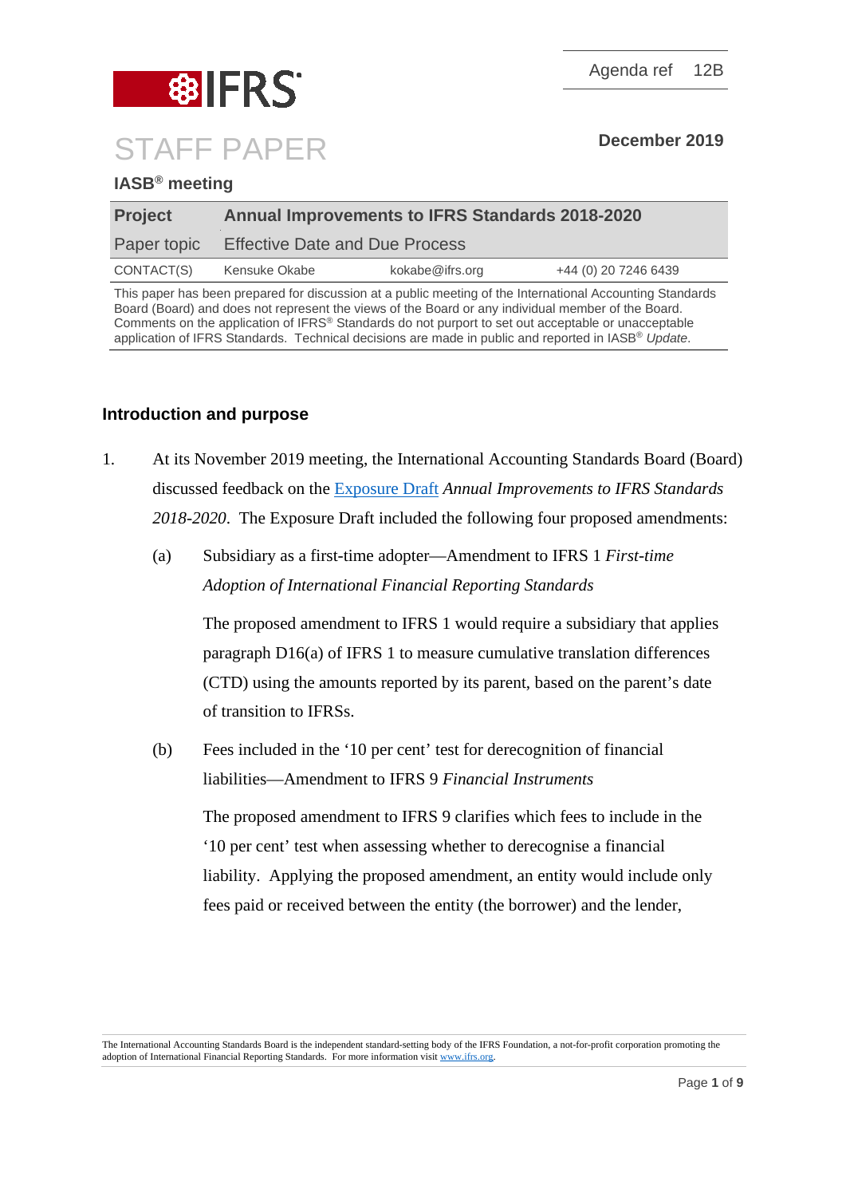Agenda ref 12B

# STAFF PAPER

**December 2019**

**IASB® meeting**

| **Project** | **Annual Improvements to IFRS Standards 2018-2020** | | |
|---|---|---|---|
| Paper topic | Effective Date and Due Process | | |
| CONTACT(S) | Kensuke Okabe | kokabe@ifrs.org | +44 (0) 20 7246 6439 |

This paper has been prepared for discussion at a public meeting of the International Accounting Standards Board (Board) and does not represent the views of the Board or any individual member of the Board. Comments on the application of IFRS® Standards do not purport to set out acceptable or unacceptable application of IFRS Standards. Technical decisions are made in public and reported in IASB® *Update*.

## Introduction and purpose

1. At its November 2019 meeting, the International Accounting Standards Board (Board) discussed feedback on the Exposure Draft *Annual Improvements to IFRS Standards 2018-2020*. The Exposure Draft included the following four proposed amendments:

   (a) Subsidiary as a first-time adopter—Amendment to IFRS 1 *First-time Adoption of International Financial Reporting Standards*

   The proposed amendment to IFRS 1 would require a subsidiary that applies paragraph D16(a) of IFRS 1 to measure cumulative translation differences (CTD) using the amounts reported by its parent, based on the parent's date of transition to IFRSs.

   (b) Fees included in the '10 per cent' test for derecognition of financial liabilities—Amendment to IFRS 9 *Financial Instruments*

   The proposed amendment to IFRS 9 clarifies which fees to include in the '10 per cent' test when assessing whether to derecognise a financial liability. Applying the proposed amendment, an entity would include only fees paid or received between the entity (the borrower) and the lender,

The International Accounting Standards Board is the independent standard-setting body of the IFRS Foundation, a not-for-profit corporation promoting the adoption of International Financial Reporting Standards. For more information visit www.ifrs.org.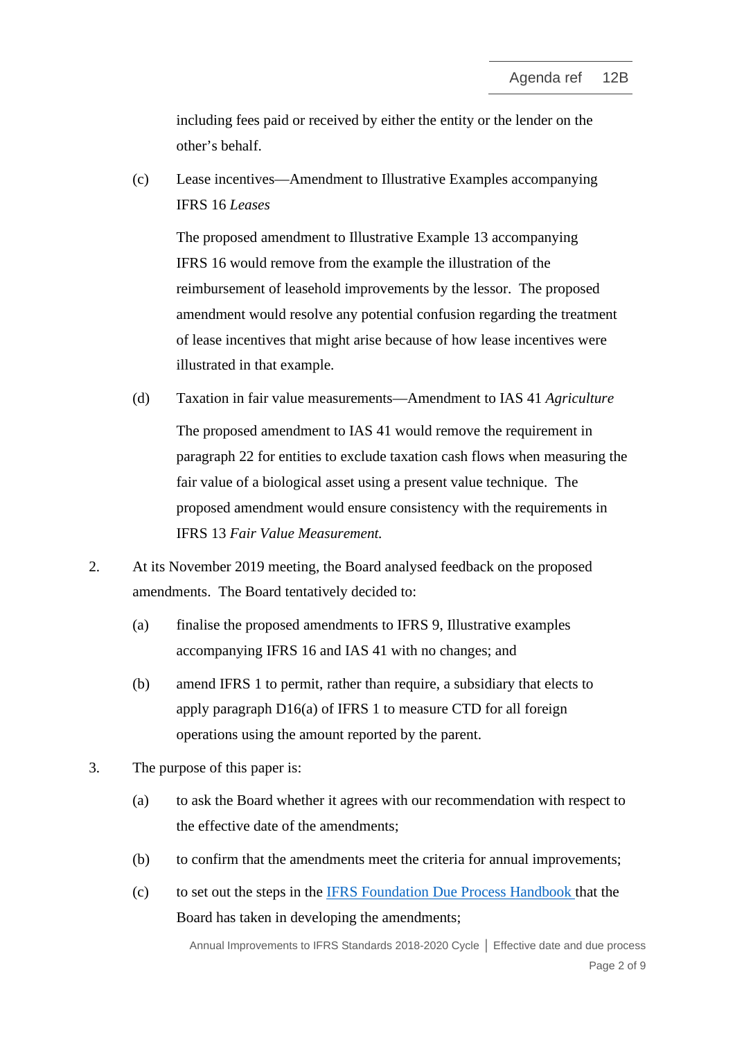including fees paid or received by either the entity or the lender on the other's behalf.

(c) Lease incentives—Amendment to Illustrative Examples accompanying IFRS 16 *Leases*

The proposed amendment to Illustrative Example 13 accompanying IFRS 16 would remove from the example the illustration of the reimbursement of leasehold improvements by the lessor. The proposed amendment would resolve any potential confusion regarding the treatment of lease incentives that might arise because of how lease incentives were illustrated in that example.

(d) Taxation in fair value measurements—Amendment to IAS 41 *Agriculture*

The proposed amendment to IAS 41 would remove the requirement in paragraph 22 for entities to exclude taxation cash flows when measuring the fair value of a biological asset using a present value technique. The proposed amendment would ensure consistency with the requirements in IFRS 13 *Fair Value Measurement.*

2. At its November 2019 meeting, the Board analysed feedback on the proposed amendments. The Board tentatively decided to:

   (a) finalise the proposed amendments to IFRS 9, Illustrative examples accompanying IFRS 16 and IAS 41 with no changes; and

   (b) amend IFRS 1 to permit, rather than require, a subsidiary that elects to apply paragraph D16(a) of IFRS 1 to measure CTD for all foreign operations using the amount reported by the parent.

3. The purpose of this paper is:

   (a) to ask the Board whether it agrees with our recommendation with respect to the effective date of the amendments;

   (b) to confirm that the amendments meet the criteria for annual improvements;

   (c) to set out the steps in the [IFRS Foundation Due Process Handbook](#) that the Board has taken in developing the amendments;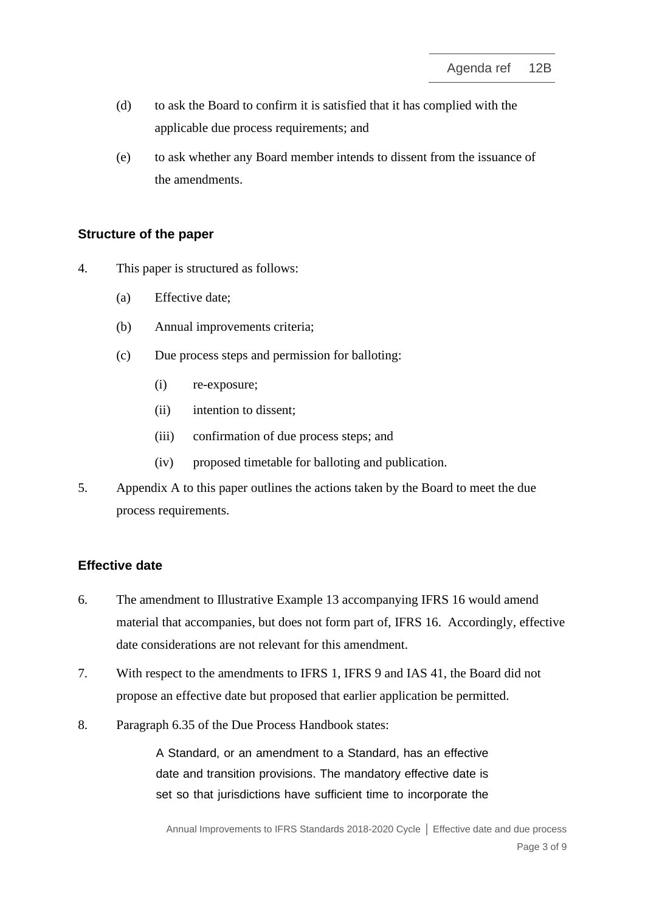(d) to ask the Board to confirm it is satisfied that it has complied with the applicable due process requirements; and

(e) to ask whether any Board member intends to dissent from the issuance of the amendments.

## Structure of the paper

4. This paper is structured as follows:

   (a) Effective date;

   (b) Annual improvements criteria;

   (c) Due process steps and permission for balloting:

      (i) re-exposure;

      (ii) intention to dissent;

      (iii) confirmation of due process steps; and

      (iv) proposed timetable for balloting and publication.

5. Appendix A to this paper outlines the actions taken by the Board to meet the due process requirements.

## Effective date

6. The amendment to Illustrative Example 13 accompanying IFRS 16 would amend material that accompanies, but does not form part of, IFRS 16. Accordingly, effective date considerations are not relevant for this amendment.

7. With respect to the amendments to IFRS 1, IFRS 9 and IAS 41, the Board did not propose an effective date but proposed that earlier application be permitted.

8. Paragraph 6.35 of the Due Process Handbook states:

> A Standard, or an amendment to a Standard, has an effective date and transition provisions. The mandatory effective date is set so that jurisdictions have sufficient time to incorporate the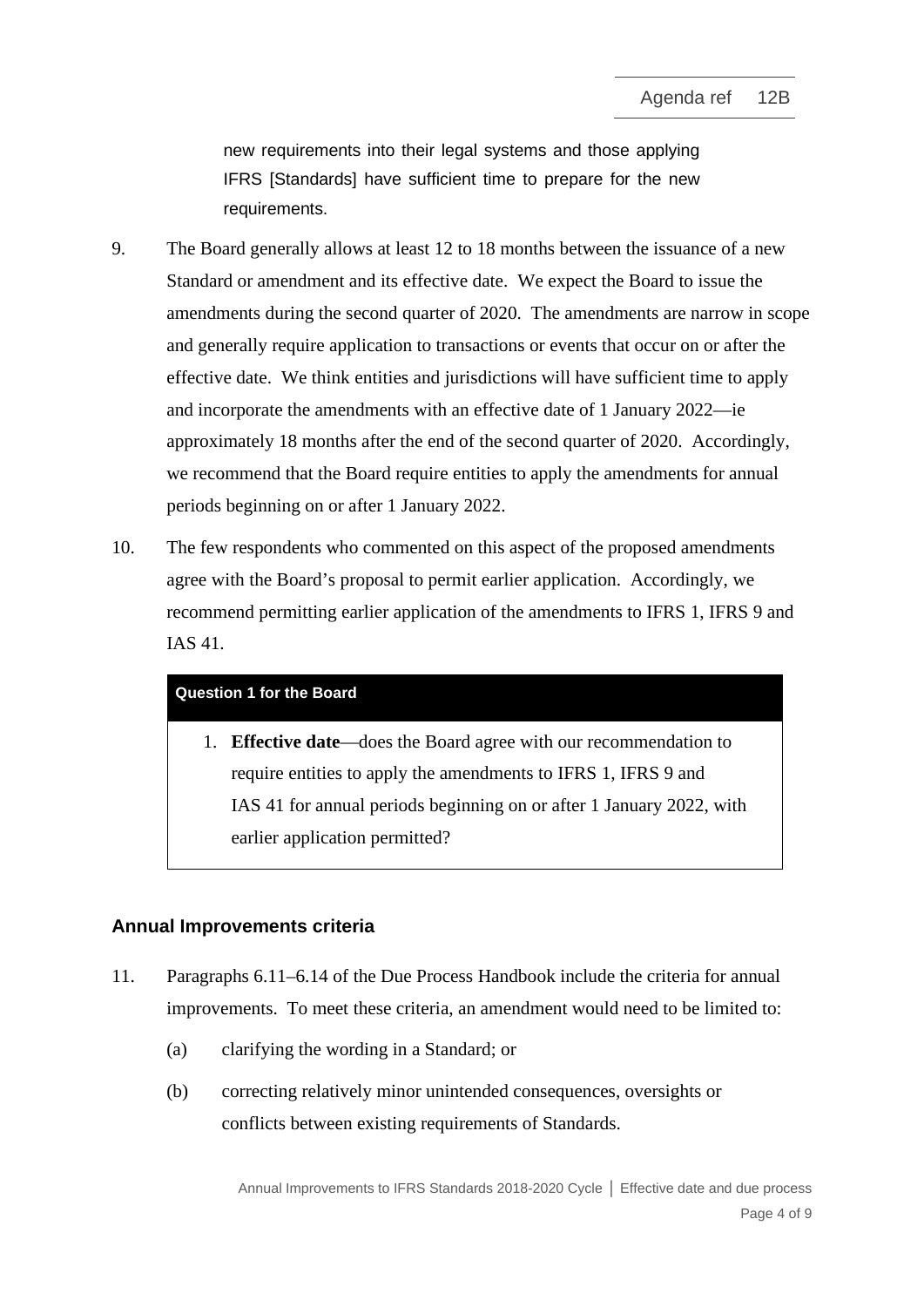> new requirements into their legal systems and those applying IFRS [Standards] have sufficient time to prepare for the new requirements.

9. The Board generally allows at least 12 to 18 months between the issuance of a new Standard or amendment and its effective date. We expect the Board to issue the amendments during the second quarter of 2020. The amendments are narrow in scope and generally require application to transactions or events that occur on or after the effective date. We think entities and jurisdictions will have sufficient time to apply and incorporate the amendments with an effective date of 1 January 2022—ie approximately 18 months after the end of the second quarter of 2020. Accordingly, we recommend that the Board require entities to apply the amendments for annual periods beginning on or after 1 January 2022.

10. The few respondents who commented on this aspect of the proposed amendments agree with the Board's proposal to permit earlier application. Accordingly, we recommend permitting earlier application of the amendments to IFRS 1, IFRS 9 and IAS 41.

**Question 1 for the Board**

1. **Effective date**—does the Board agree with our recommendation to require entities to apply the amendments to IFRS 1, IFRS 9 and IAS 41 for annual periods beginning on or after 1 January 2022, with earlier application permitted?

## Annual Improvements criteria

11. Paragraphs 6.11–6.14 of the Due Process Handbook include the criteria for annual improvements. To meet these criteria, an amendment would need to be limited to:

    (a) clarifying the wording in a Standard; or

    (b) correcting relatively minor unintended consequences, oversights or conflicts between existing requirements of Standards.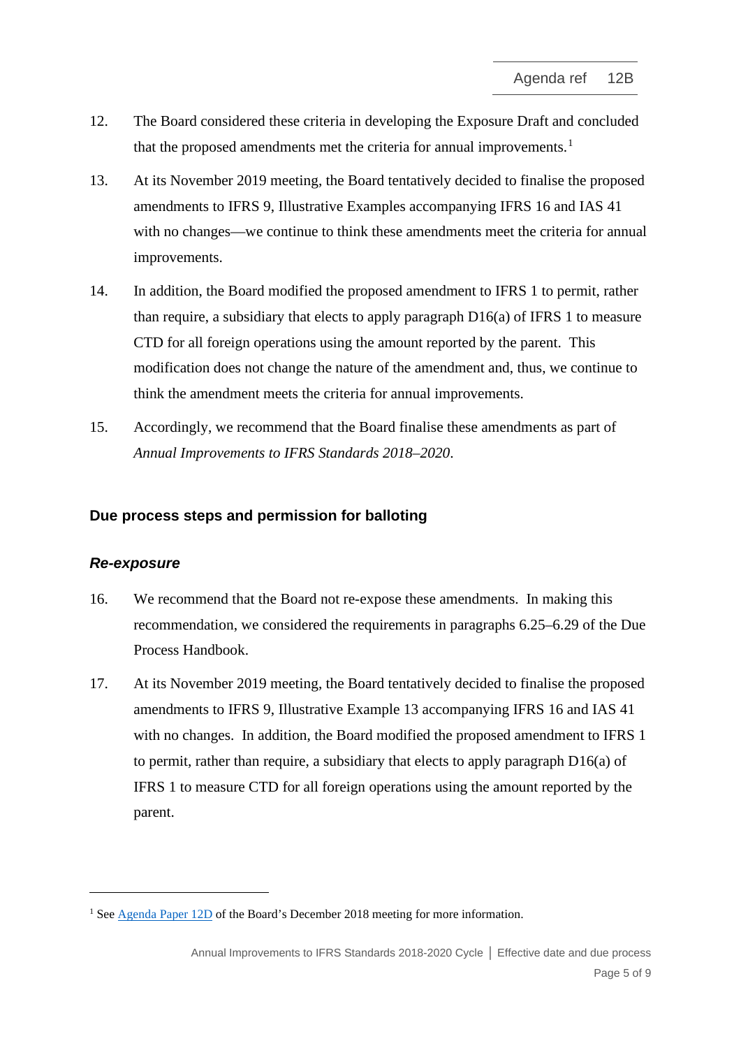12. The Board considered these criteria in developing the Exposure Draft and concluded that the proposed amendments met the criteria for annual improvements.[1]

13. At its November 2019 meeting, the Board tentatively decided to finalise the proposed amendments to IFRS 9, Illustrative Examples accompanying IFRS 16 and IAS 41 with no changes—we continue to think these amendments meet the criteria for annual improvements.

14. In addition, the Board modified the proposed amendment to IFRS 1 to permit, rather than require, a subsidiary that elects to apply paragraph D16(a) of IFRS 1 to measure CTD for all foreign operations using the amount reported by the parent. This modification does not change the nature of the amendment and, thus, we continue to think the amendment meets the criteria for annual improvements.

15. Accordingly, we recommend that the Board finalise these amendments as part of *Annual Improvements to IFRS Standards 2018–2020*.

## Due process steps and permission for balloting

### *Re-exposure*

16. We recommend that the Board not re-expose these amendments. In making this recommendation, we considered the requirements in paragraphs 6.25–6.29 of the Due Process Handbook.

17. At its November 2019 meeting, the Board tentatively decided to finalise the proposed amendments to IFRS 9, Illustrative Example 13 accompanying IFRS 16 and IAS 41 with no changes. In addition, the Board modified the proposed amendment to IFRS 1 to permit, rather than require, a subsidiary that elects to apply paragraph D16(a) of IFRS 1 to measure CTD for all foreign operations using the amount reported by the parent.

---

[1] See Agenda Paper 12D of the Board's December 2018 meeting for more information.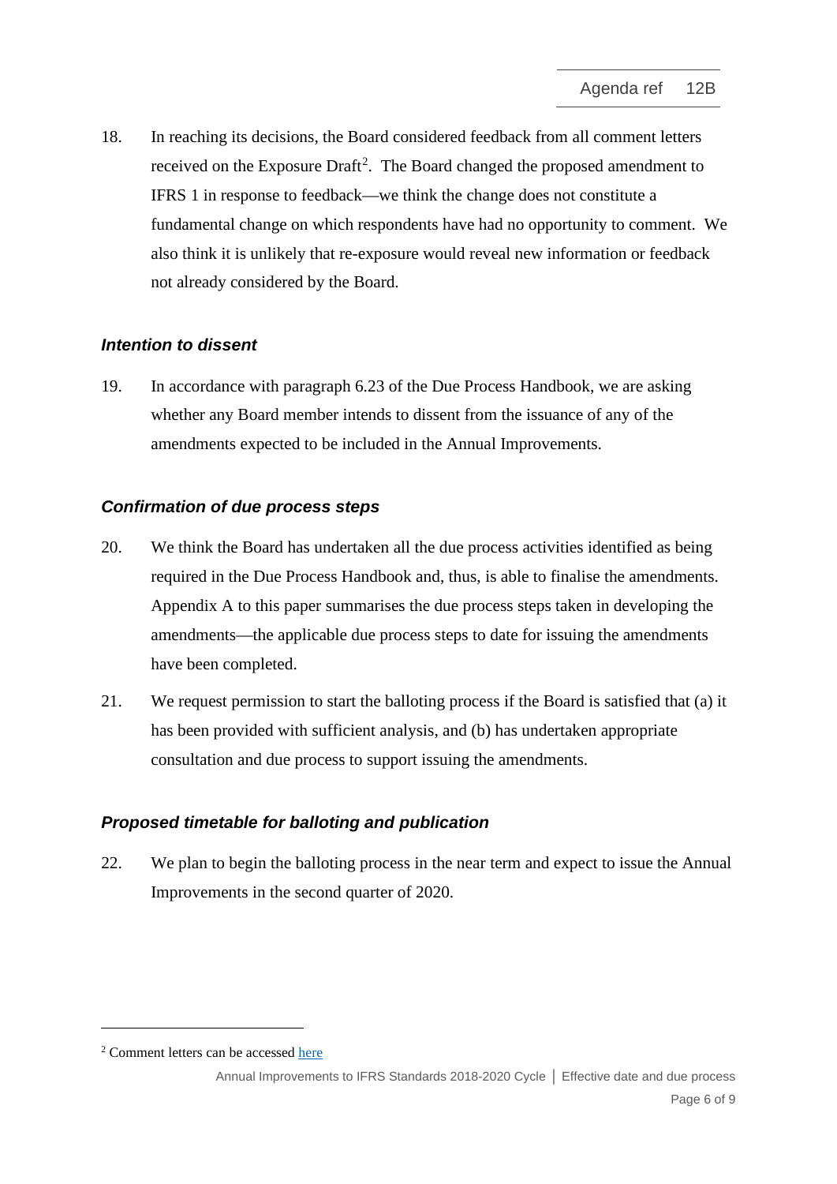18. In reaching its decisions, the Board considered feedback from all comment letters received on the Exposure Draft[2]. The Board changed the proposed amendment to IFRS 1 in response to feedback—we think the change does not constitute a fundamental change on which respondents have had no opportunity to comment. We also think it is unlikely that re-exposure would reveal new information or feedback not already considered by the Board.

### *Intention to dissent*

19. In accordance with paragraph 6.23 of the Due Process Handbook, we are asking whether any Board member intends to dissent from the issuance of any of the amendments expected to be included in the Annual Improvements.

### *Confirmation of due process steps*

20. We think the Board has undertaken all the due process activities identified as being required in the Due Process Handbook and, thus, is able to finalise the amendments. Appendix A to this paper summarises the due process steps taken in developing the amendments—the applicable due process steps to date for issuing the amendments have been completed.

21. We request permission to start the balloting process if the Board is satisfied that (a) it has been provided with sufficient analysis, and (b) has undertaken appropriate consultation and due process to support issuing the amendments.

### *Proposed timetable for balloting and publication*

22. We plan to begin the balloting process in the near term and expect to issue the Annual Improvements in the second quarter of 2020.

---

[2] Comment letters can be accessed here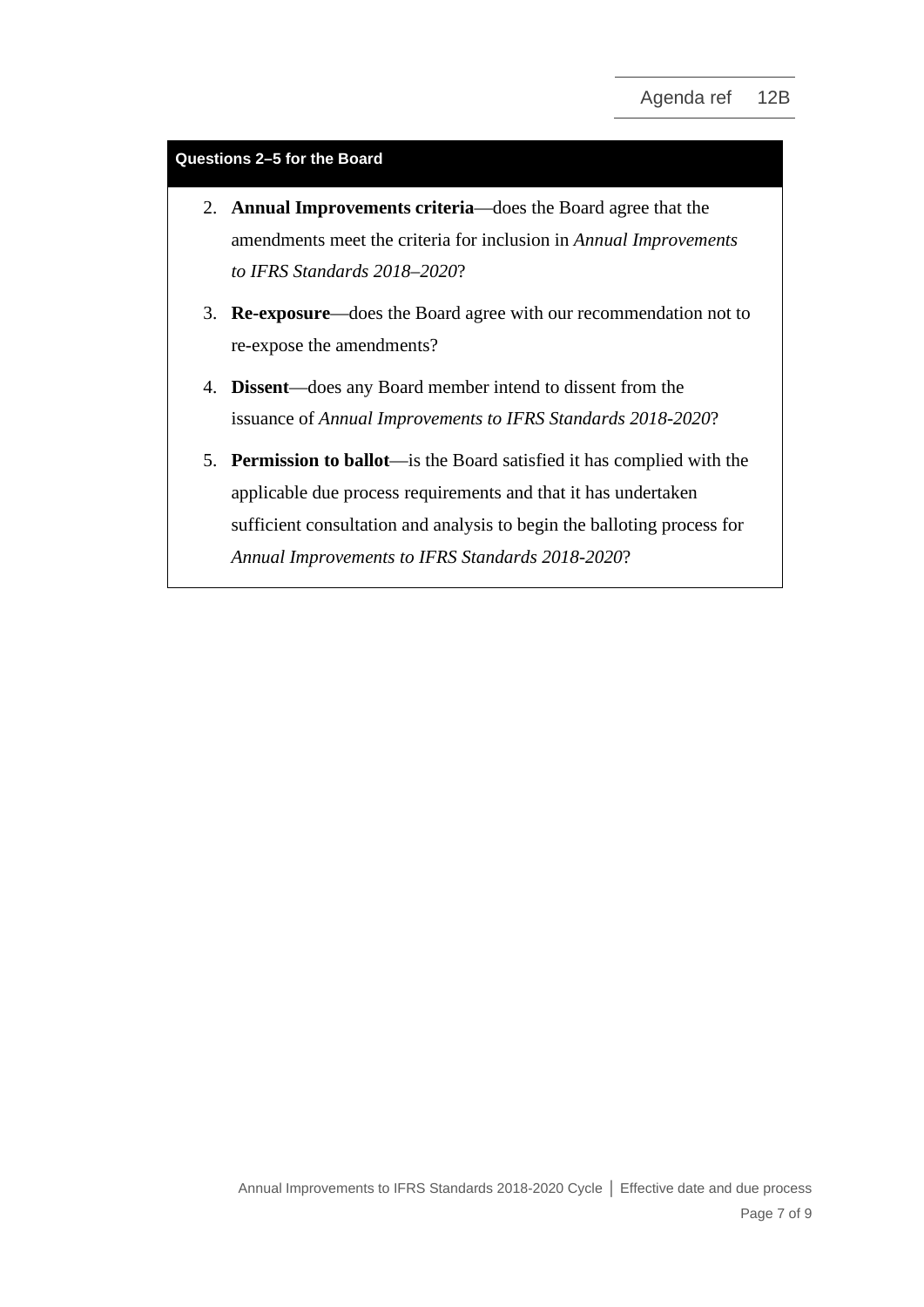**Questions 2–5 for the Board**

2. **Annual Improvements criteria**—does the Board agree that the amendments meet the criteria for inclusion in *Annual Improvements to IFRS Standards 2018–2020*?
3. **Re-exposure**—does the Board agree with our recommendation not to re-expose the amendments?
4. **Dissent**—does any Board member intend to dissent from the issuance of *Annual Improvements to IFRS Standards 2018-2020*?
5. **Permission to ballot**—is the Board satisfied it has complied with the applicable due process requirements and that it has undertaken sufficient consultation and analysis to begin the balloting process for *Annual Improvements to IFRS Standards 2018-2020*?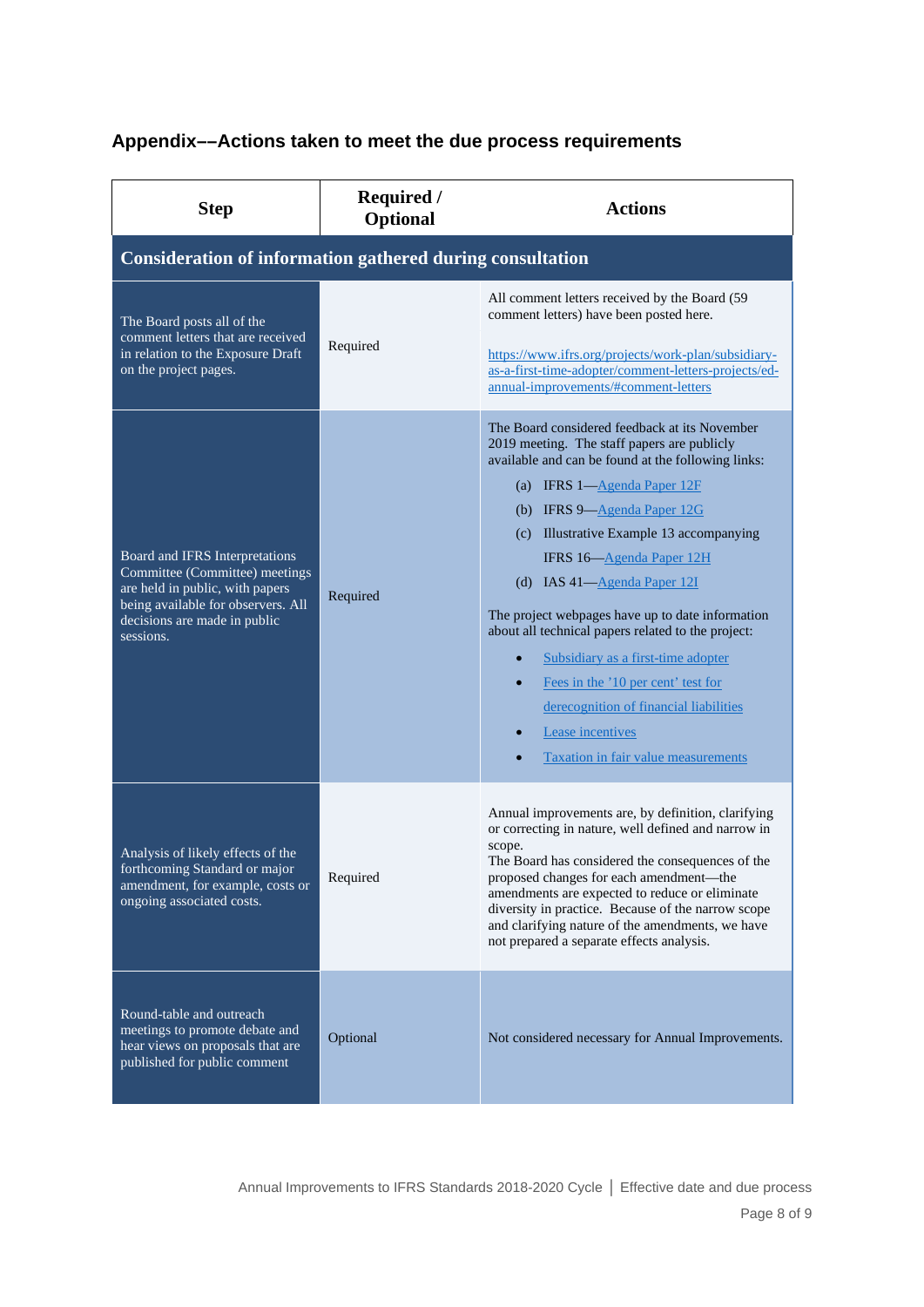## Appendix––Actions taken to meet the due process requirements

| Step | Required / Optional | Actions |
|---|---|---|
| **Consideration of information gathered during consultation** | | |
| The Board posts all of the comment letters that are received in relation to the Exposure Draft on the project pages. | Required | All comment letters received by the Board (59 comment letters) have been posted here.<br><br>https://www.ifrs.org/projects/work-plan/subsidiary-as-a-first-time-adopter/comment-letters-projects/ed-annual-improvements/#comment-letters |
| Board and IFRS Interpretations Committee (Committee) meetings are held in public, with papers being available for observers. All decisions are made in public sessions. | Required | The Board considered feedback at its November 2019 meeting. The staff papers are publicly available and can be found at the following links:<br>(a) IFRS 1—Agenda Paper 12F<br>(b) IFRS 9—Agenda Paper 12G<br>(c) Illustrative Example 13 accompanying IFRS 16—Agenda Paper 12H<br>(d) IAS 41—Agenda Paper 12I<br><br>The project webpages have up to date information about all technical papers related to the project:<br>• Subsidiary as a first-time adopter<br>• Fees in the '10 per cent' test for derecognition of financial liabilities<br>• Lease incentives<br>• Taxation in fair value measurements |
| Analysis of likely effects of the forthcoming Standard or major amendment, for example, costs or ongoing associated costs. | Required | Annual improvements are, by definition, clarifying or correcting in nature, well defined and narrow in scope.<br>The Board has considered the consequences of the proposed changes for each amendment—the amendments are expected to reduce or eliminate diversity in practice. Because of the narrow scope and clarifying nature of the amendments, we have not prepared a separate effects analysis. |
| Round-table and outreach meetings to promote debate and hear views on proposals that are published for public comment | Optional | Not considered necessary for Annual Improvements. |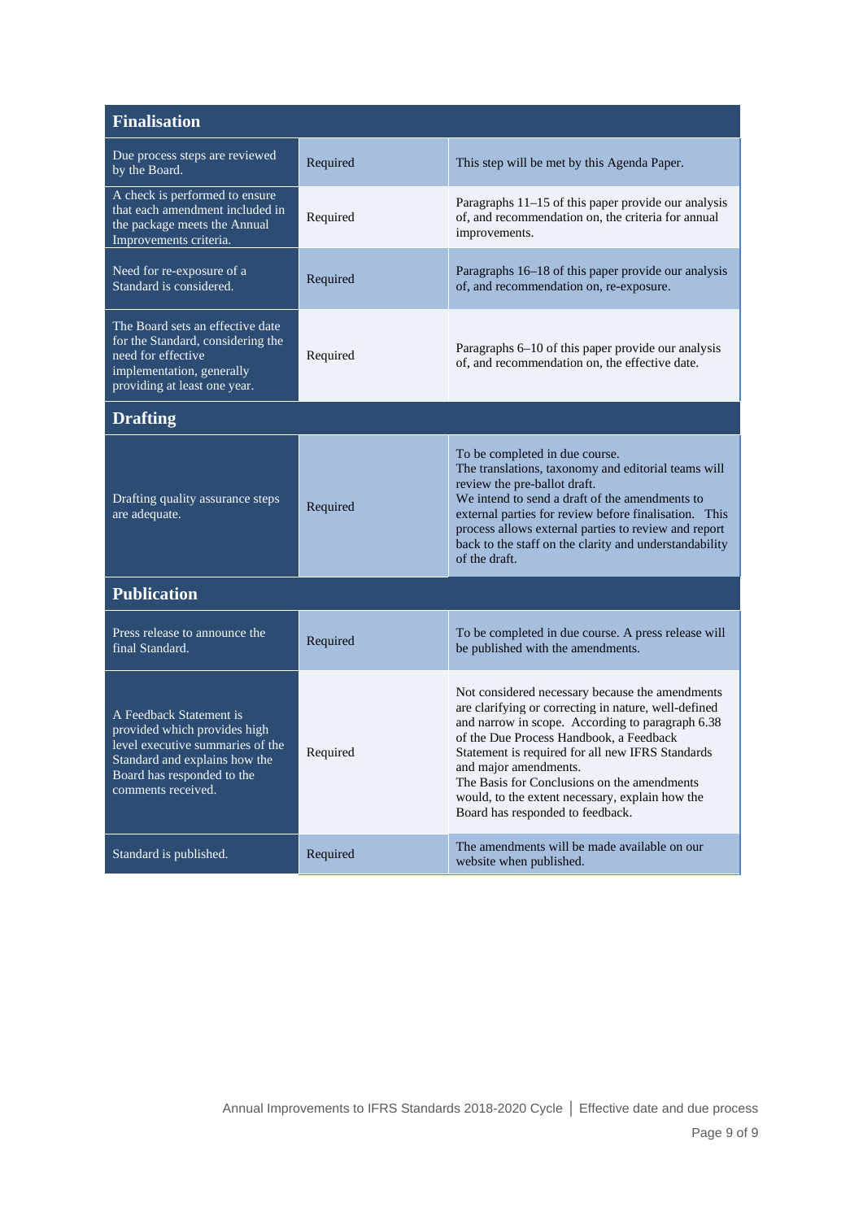| | | |
|---|---|---|
| **Finalisation** | | |
| Due process steps are reviewed by the Board. | Required | This step will be met by this Agenda Paper. |
| A check is performed to ensure that each amendment included in the package meets the Annual Improvements criteria. | Required | Paragraphs 11–15 of this paper provide our analysis of, and recommendation on, the criteria for annual improvements. |
| Need for re-exposure of a Standard is considered. | Required | Paragraphs 16–18 of this paper provide our analysis of, and recommendation on, re-exposure. |
| The Board sets an effective date for the Standard, considering the need for effective implementation, generally providing at least one year. | Required | Paragraphs 6–10 of this paper provide our analysis of, and recommendation on, the effective date. |
| **Drafting** | | |
| Drafting quality assurance steps are adequate. | Required | To be completed in due course.<br>The translations, taxonomy and editorial teams will review the pre-ballot draft.<br>We intend to send a draft of the amendments to external parties for review before finalisation. This process allows external parties to review and report back to the staff on the clarity and understandability of the draft. |
| **Publication** | | |
| Press release to announce the final Standard. | Required | To be completed in due course. A press release will be published with the amendments. |
| A Feedback Statement is provided which provides high level executive summaries of the Standard and explains how the Board has responded to the comments received. | Required | Not considered necessary because the amendments are clarifying or correcting in nature, well-defined and narrow in scope. According to paragraph 6.38 of the Due Process Handbook, a Feedback Statement is required for all new IFRS Standards and major amendments.<br>The Basis for Conclusions on the amendments would, to the extent necessary, explain how the Board has responded to feedback. |
| Standard is published. | Required | The amendments will be made available on our website when published. |